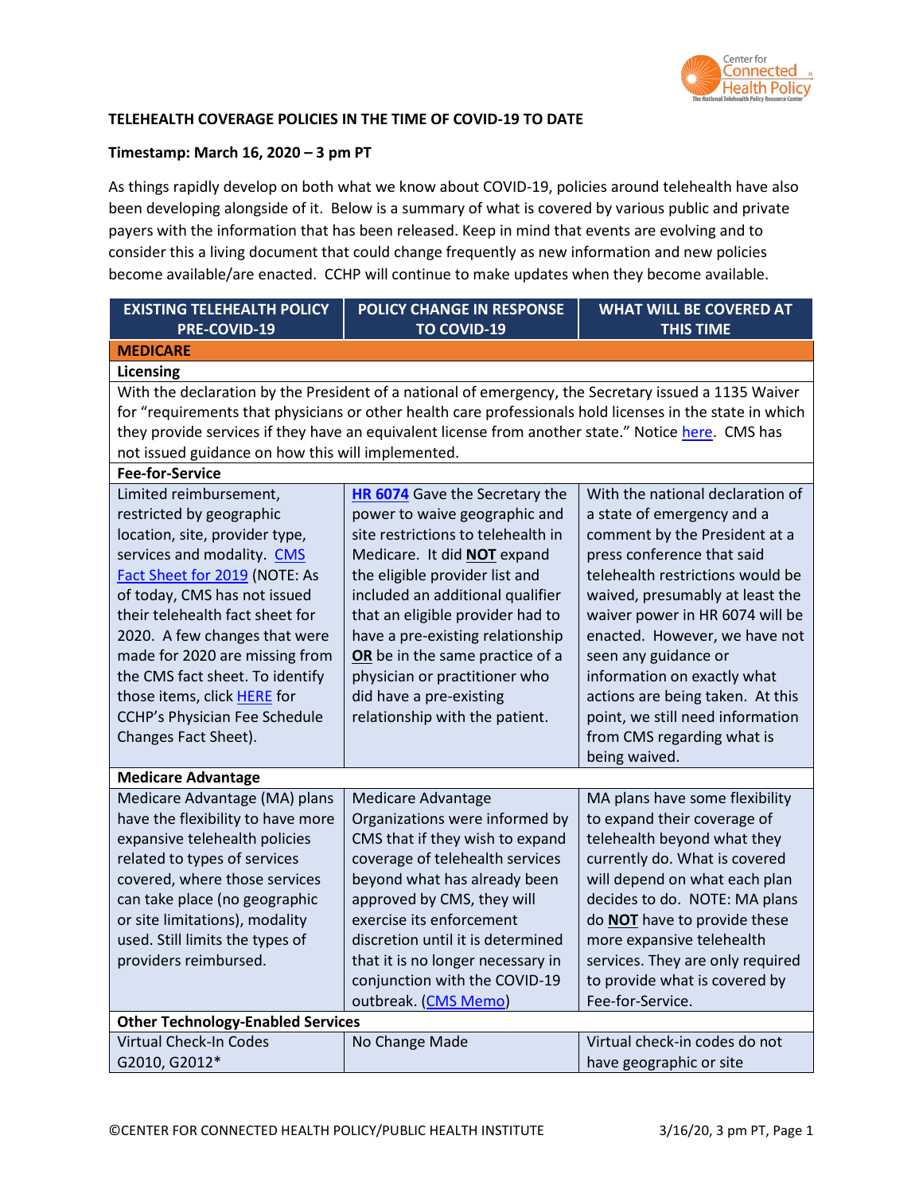# TELEHEALTH COVERAGE POLICIES IN THE TIME OF COVID-19 TO DATE

**Timestamp: March 16, 2020 – 3 pm PT**

As things rapidly develop on both what we know about COVID-19, policies around telehealth have also been developing alongside of it. Below is a summary of what is covered by various public and private payers with the information that has been released. Keep in mind that events are evolving and to consider this a living document that could change frequently as new information and new policies become available/are enacted. CCHP will continue to make updates when they become available.

| EXISTING TELEHEALTH POLICY PRE-COVID-19 | POLICY CHANGE IN RESPONSE TO COVID-19 | WHAT WILL BE COVERED AT THIS TIME |
|---|---|---|
| **MEDICARE** | | |
| **Licensing** | | |
| With the declaration by the President of a national of emergency, the Secretary issued a 1135 Waiver for "requirements that physicians or other health care professionals hold licenses in the state in which they provide services if they have an equivalent license from another state." Notice here. CMS has not issued guidance on how this will implemented. | | |
| **Fee-for-Service** | | |
| Limited reimbursement, restricted by geographic location, site, provider type, services and modality. CMS Fact Sheet for 2019 (NOTE: As of today, CMS has not issued their telehealth fact sheet for 2020. A few changes that were made for 2020 are missing from the CMS fact sheet. To identify those items, click HERE for CCHP's Physician Fee Schedule Changes Fact Sheet). | **HR 6074** Gave the Secretary the power to waive geographic and site restrictions to telehealth in Medicare. It did **NOT** expand the eligible provider list and included an additional qualifier that an eligible provider had to have a pre-existing relationship **OR** be in the same practice of a physician or practitioner who did have a pre-existing relationship with the patient. | With the national declaration of a state of emergency and a comment by the President at a press conference that said telehealth restrictions would be waived, presumably at least the waiver power in HR 6074 will be enacted. However, we have not seen any guidance or information on exactly what actions are being taken. At this point, we still need information from CMS regarding what is being waived. |
| **Medicare Advantage** | | |
| Medicare Advantage (MA) plans have the flexibility to have more expansive telehealth policies related to types of services covered, where those services can take place (no geographic or site limitations), modality used. Still limits the types of providers reimbursed. | Medicare Advantage Organizations were informed by CMS that if they wish to expand coverage of telehealth services beyond what has already been approved by CMS, they will exercise its enforcement discretion until it is determined that it is no longer necessary in conjunction with the COVID-19 outbreak. (CMS Memo) | MA plans have some flexibility to expand their coverage of telehealth beyond what they currently do. What is covered will depend on what each plan decides to do. NOTE: MA plans do **NOT** have to provide these more expansive telehealth services. They are only required to provide what is covered by Fee-for-Service. |
| **Other Technology-Enabled Services** | | |
| Virtual Check-In Codes G2010, G2012* | No Change Made | Virtual check-in codes do not have geographic or site |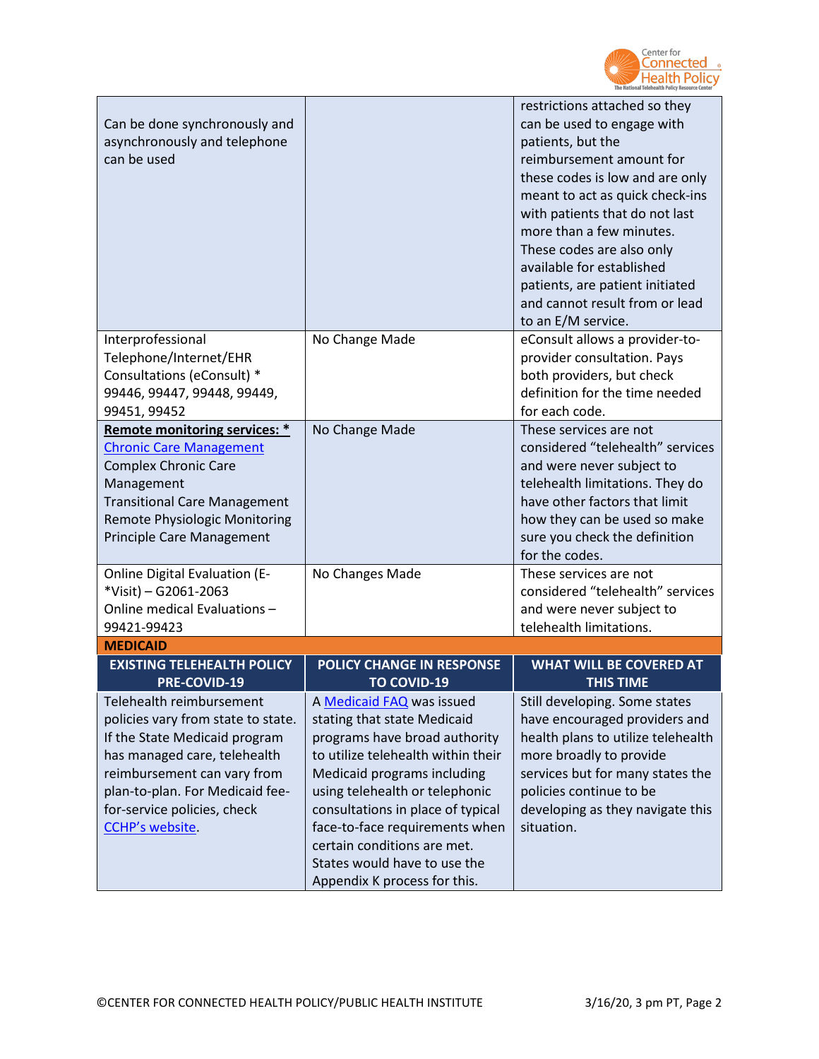| | | |
|---|---|---|
| Can be done synchronously and asynchronously and telephone can be used | | restrictions attached so they can be used to engage with patients, but the reimbursement amount for these codes is low and are only meant to act as quick check-ins with patients that do not last more than a few minutes. These codes are also only available for established patients, are patient initiated and cannot result from or lead to an E/M service. |
| Interprofessional Telephone/Internet/EHR Consultations (eConsult) * 99446, 99447, 99448, 99449, 99451, 99452 | No Change Made | eConsult allows a provider-to-provider consultation. Pays both providers, but check definition for the time needed for each code. |
| **Remote monitoring services: *** [Chronic Care Management](#) Complex Chronic Care Management Transitional Care Management Remote Physiologic Monitoring Principle Care Management | No Change Made | These services are not considered "telehealth" services and were never subject to telehealth limitations. They do have other factors that limit how they can be used so make sure you check the definition for the codes. |
| Online Digital Evaluation (E-*Visit) – G2061-2063 Online medical Evaluations – 99421-99423 | No Changes Made | These services are not considered "telehealth" services and were never subject to telehealth limitations. |

**MEDICAID**

| EXISTING TELEHEALTH POLICY PRE-COVID-19 | POLICY CHANGE IN RESPONSE TO COVID-19 | WHAT WILL BE COVERED AT THIS TIME |
|---|---|---|
| Telehealth reimbursement policies vary from state to state. If the State Medicaid program has managed care, telehealth reimbursement can vary from plan-to-plan. For Medicaid fee-for-service policies, check [CCHP's website](#). | A [Medicaid FAQ](#) was issued stating that state Medicaid programs have broad authority to utilize telehealth within their Medicaid programs including using telehealth or telephonic consultations in place of typical face-to-face requirements when certain conditions are met. States would have to use the Appendix K process for this. | Still developing. Some states have encouraged providers and health plans to utilize telehealth more broadly to provide services but for many states the policies continue to be developing as they navigate this situation. |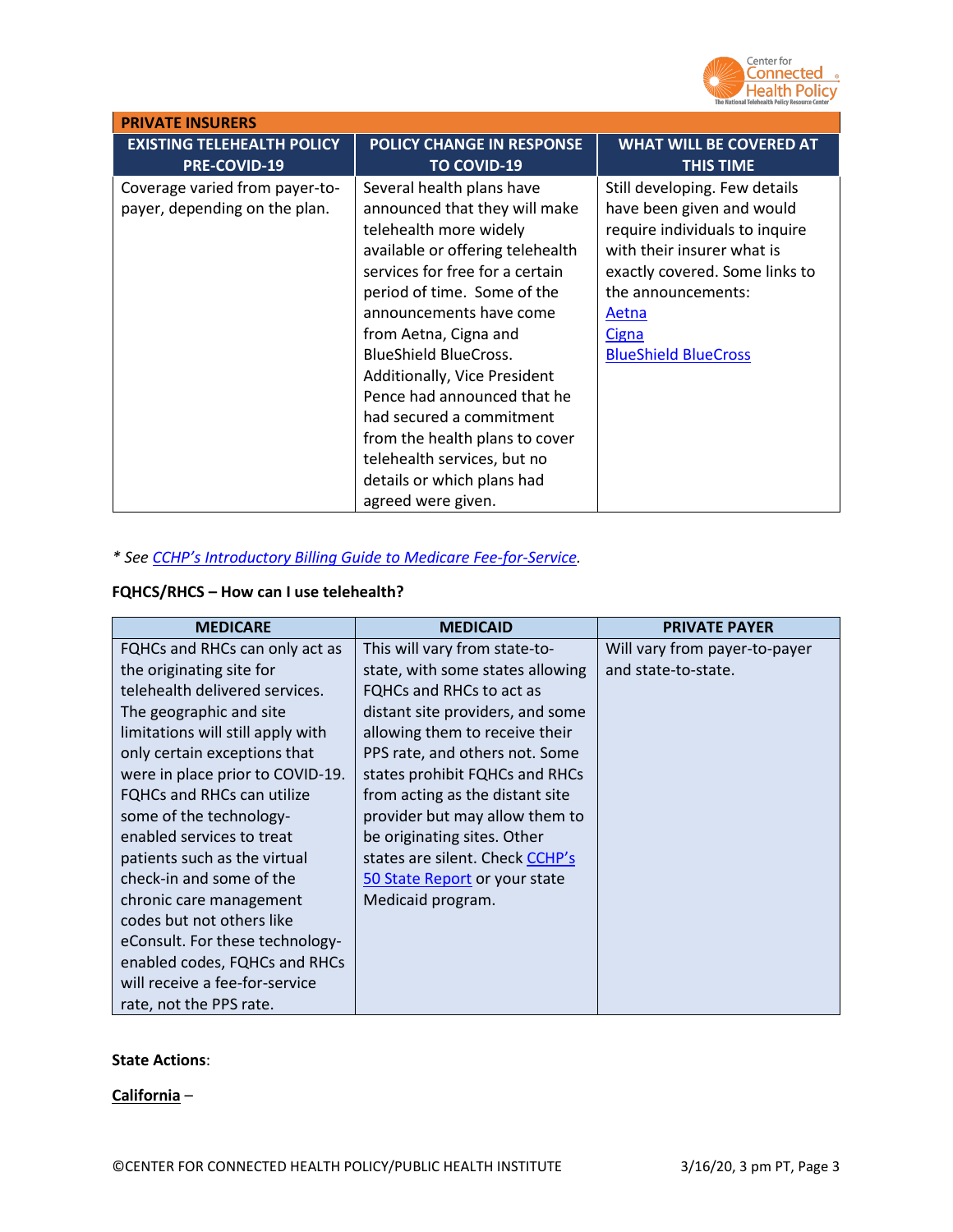| PRIVATE INSURERS | | |
| --- | --- | --- |
| **EXISTING TELEHEALTH POLICY PRE-COVID-19** | **POLICY CHANGE IN RESPONSE TO COVID-19** | **WHAT WILL BE COVERED AT THIS TIME** |
| Coverage varied from payer-to-payer, depending on the plan. | Several health plans have announced that they will make telehealth more widely available or offering telehealth services for free for a certain period of time. Some of the announcements have come from Aetna, Cigna and BlueShield BlueCross. Additionally, Vice President Pence had announced that he had secured a commitment from the health plans to cover telehealth services, but no details or which plans had agreed were given. | Still developing. Few details have been given and would require individuals to inquire with their insurer what is exactly covered. Some links to the announcements: Aetna Cigna BlueShield BlueCross |

*\* See CCHP's Introductory Billing Guide to Medicare Fee-for-Service.*

**FQHCS/RHCS – How can I use telehealth?**

| MEDICARE | MEDICAID | PRIVATE PAYER |
| --- | --- | --- |
| FQHCs and RHCs can only act as the originating site for telehealth delivered services. The geographic and site limitations will still apply with only certain exceptions that were in place prior to COVID-19. FQHCs and RHCs can utilize some of the technology-enabled services to treat patients such as the virtual check-in and some of the chronic care management codes but not others like eConsult. For these technology-enabled codes, FQHCs and RHCs will receive a fee-for-service rate, not the PPS rate. | This will vary from state-to-state, with some states allowing FQHCs and RHCs to act as distant site providers, and some allowing them to receive their PPS rate, and others not. Some states prohibit FQHCs and RHCs from acting as the distant site provider but may allow them to be originating sites. Other states are silent. Check CCHP's 50 State Report or your state Medicaid program. | Will vary from payer-to-payer and state-to-state. |

**State Actions**:

**California** –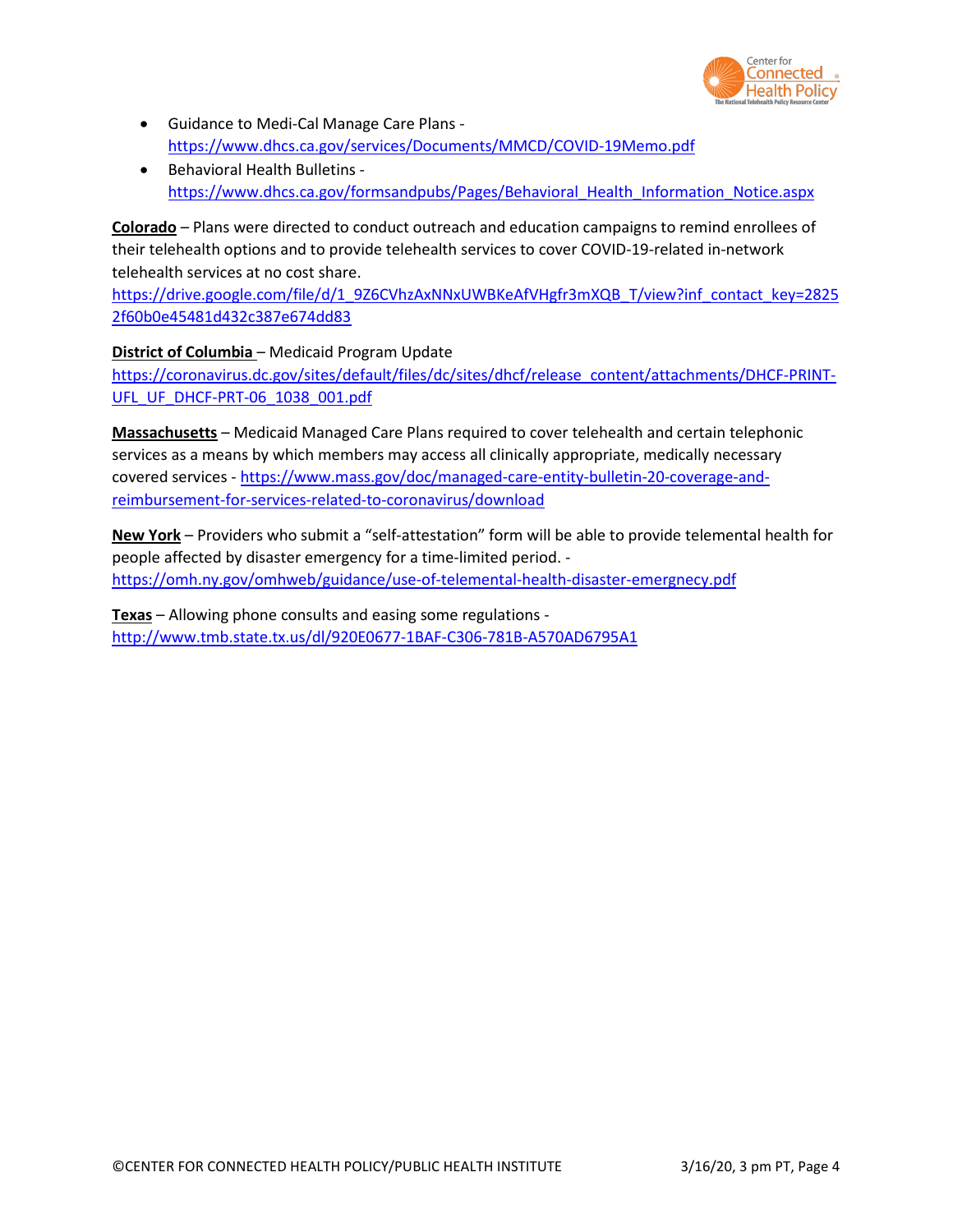- Guidance to Medi-Cal Manage Care Plans - https://www.dhcs.ca.gov/services/Documents/MMCD/COVID-19Memo.pdf
- Behavioral Health Bulletins - https://www.dhcs.ca.gov/formsandpubs/Pages/Behavioral_Health_Information_Notice.aspx

**Colorado** – Plans were directed to conduct outreach and education campaigns to remind enrollees of their telehealth options and to provide telehealth services to cover COVID-19-related in-network telehealth services at no cost share.
https://drive.google.com/file/d/1_9Z6CVhzAxNNxUWBKeAfVHgfr3mXQB_T/view?inf_contact_key=28252f60b0e45481d432c387e674dd83

**District of Columbia** – Medicaid Program Update
https://coronavirus.dc.gov/sites/default/files/dc/sites/dhcf/release_content/attachments/DHCF-PRINT-UFL_UF_DHCF-PRT-06_1038_001.pdf

**Massachusetts** – Medicaid Managed Care Plans required to cover telehealth and certain telephonic services as a means by which members may access all clinically appropriate, medically necessary covered services - https://www.mass.gov/doc/managed-care-entity-bulletin-20-coverage-and-reimbursement-for-services-related-to-coronavirus/download

**New York** – Providers who submit a "self-attestation" form will be able to provide telemental health for people affected by disaster emergency for a time-limited period. - https://omh.ny.gov/omhweb/guidance/use-of-telemental-health-disaster-emergnecy.pdf

**Texas** – Allowing phone consults and easing some regulations - http://www.tmb.state.tx.us/dl/920E0677-1BAF-C306-781B-A570AD6795A1